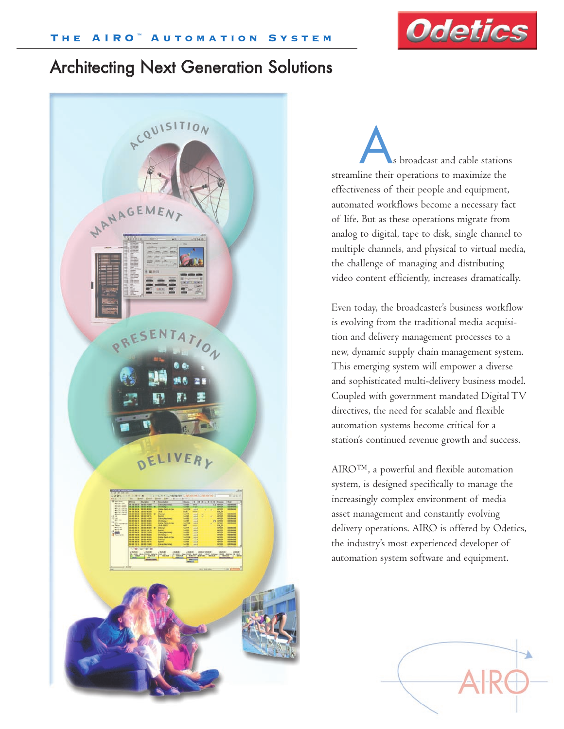THE AIRO™ AUTOMATION SYSTEM

# Architecting Next Generation Solutions

As broadcast and cable stations streamline their operations to maximize the effectiveness of their people and equipment, automated workflows become a necessary fact of life. But as these operations migrate from analog to digital, tape to disk, single channel to multiple channels, and physical to virtual media, the challenge of managing and distributing video content efficiently, increases dramatically.

Even today, the broadcaster's business workflow is evolving from the traditional media acquisition and delivery management processes to a new, dynamic supply chain management system. This emerging system will empower a diverse and sophisticated multi-delivery business model. Coupled with government mandated Digital TV directives, the need for scalable and flexible automation systems become critical for a station's continued revenue growth and success.

AIRO™, a powerful and flexible automation system, is designed specifically to manage the increasingly complex environment of media asset management and constantly evolving delivery operations. AIRO is offered by Odetics, the industry's most experienced developer of automation system software and equipment.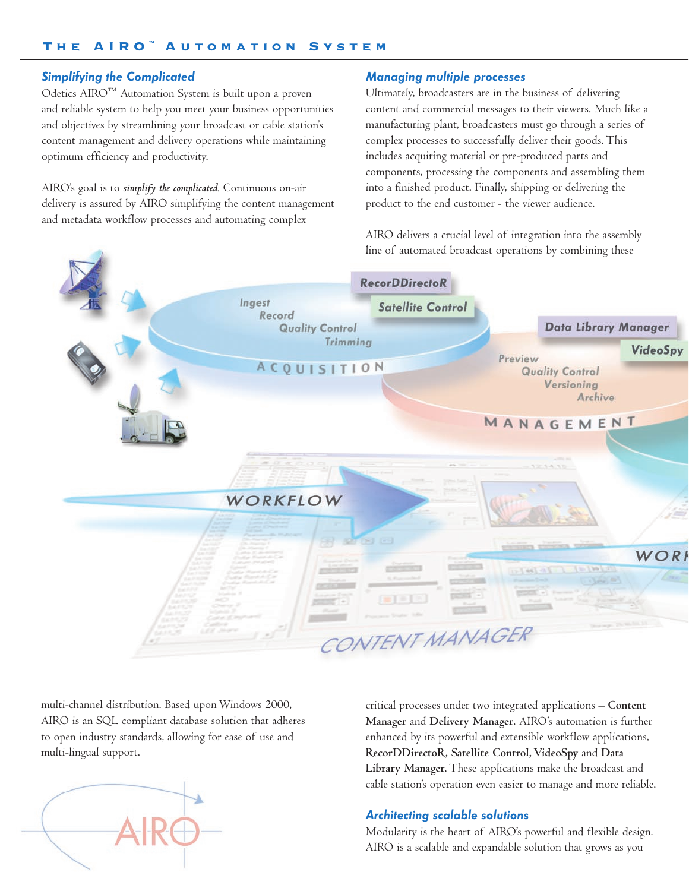# The AIRO™ Automation System

## Simplifying the Complicated

Odetics AIRO™ Automation System is built upon a proven and reliable system to help you meet your business opportunities and objectives by streamlining your broadcast or cable station's content management and delivery operations while maintaining optimum efficiency and productivity.

AIRO's goal is to ***simplify the complicated***. Continuous on-air delivery is assured by AIRO simplifying the content management and metadata workflow processes and automating complex multi-channel distribution. Based upon Windows 2000, AIRO is an SQL compliant database solution that adheres to open industry standards, allowing for ease of use and multi-lingual support.

## Managing multiple processes

Ultimately, broadcasters are in the business of delivering content and commercial messages to their viewers. Much like a manufacturing plant, broadcasters must go through a series of complex processes to successfully deliver their goods. This includes acquiring material or pre-produced parts and components, processing the components and assembling them into a finished product. Finally, shipping or delivering the product to the end customer - the viewer audience.

AIRO delivers a crucial level of integration into the assembly line of automated broadcast operations by combining these critical processes under two integrated applications – **Content Manager** and **Delivery Manager**. AIRO's automation is further enhanced by its powerful and extensible workflow applications, **RecorDDirectoR, Satellite Control, VideoSpy** and **Data Library Manager**. These applications make the broadcast and cable station's operation even easier to manage and more reliable.

## Architecting scalable solutions

Modularity is the heart of AIRO's powerful and flexible design. AIRO is a scalable and expandable solution that grows as you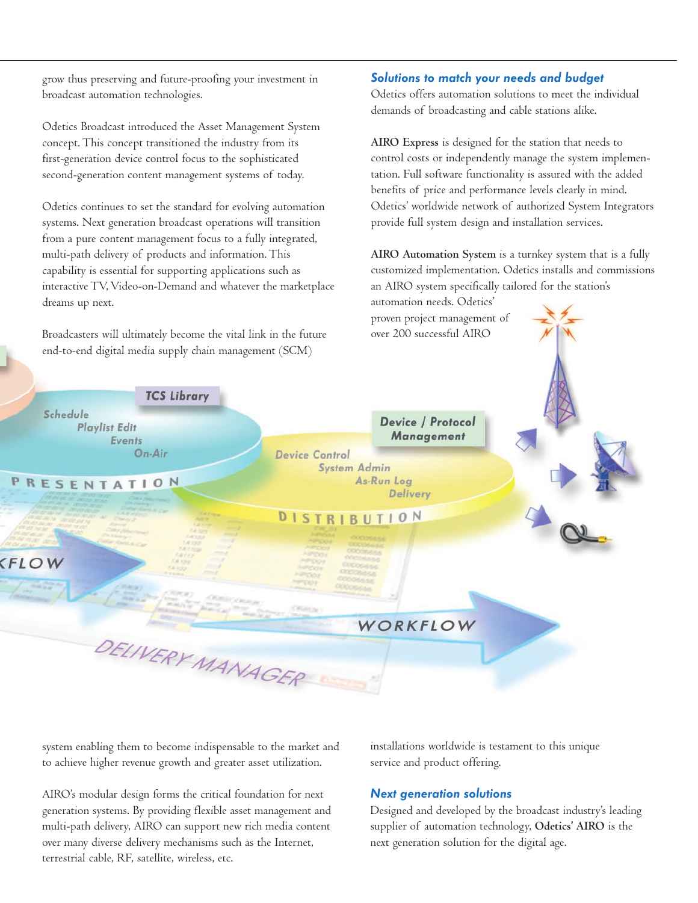grow thus preserving and future-proofing your investment in broadcast automation technologies.

Odetics Broadcast introduced the Asset Management System concept. This concept transitioned the industry from its first-generation device control focus to the sophisticated second-generation content management systems of today.

Odetics continues to set the standard for evolving automation systems. Next generation broadcast operations will transition from a pure content management focus to a fully integrated, multi-path delivery of products and information. This capability is essential for supporting applications such as interactive TV, Video-on-Demand and whatever the marketplace dreams up next.

Broadcasters will ultimately become the vital link in the future end-to-end digital media supply chain management (SCM) system enabling them to become indispensable to the market and to achieve higher revenue growth and greater asset utilization.

AIRO's modular design forms the critical foundation for next generation systems. By providing flexible asset management and multi-path delivery, AIRO can support new rich media content over many diverse delivery mechanisms such as the Internet, terrestrial cable, RF, satellite, wireless, etc.

### *Solutions to match your needs and budget*

Odetics offers automation solutions to meet the individual demands of broadcasting and cable stations alike.

**AIRO Express** is designed for the station that needs to control costs or independently manage the system implementation. Full software functionality is assured with the added benefits of price and performance levels clearly in mind. Odetics' worldwide network of authorized System Integrators provide full system design and installation services.

**AIRO Automation System** is a turnkey system that is a fully customized implementation. Odetics installs and commissions an AIRO system specifically tailored for the station's automation needs. Odetics' proven project management of over 200 successful AIRO installations worldwide is testament to this unique service and product offering.

### *Next generation solutions*

Designed and developed by the broadcast industry's leading supplier of automation technology, **Odetics' AIRO** is the next generation solution for the digital age.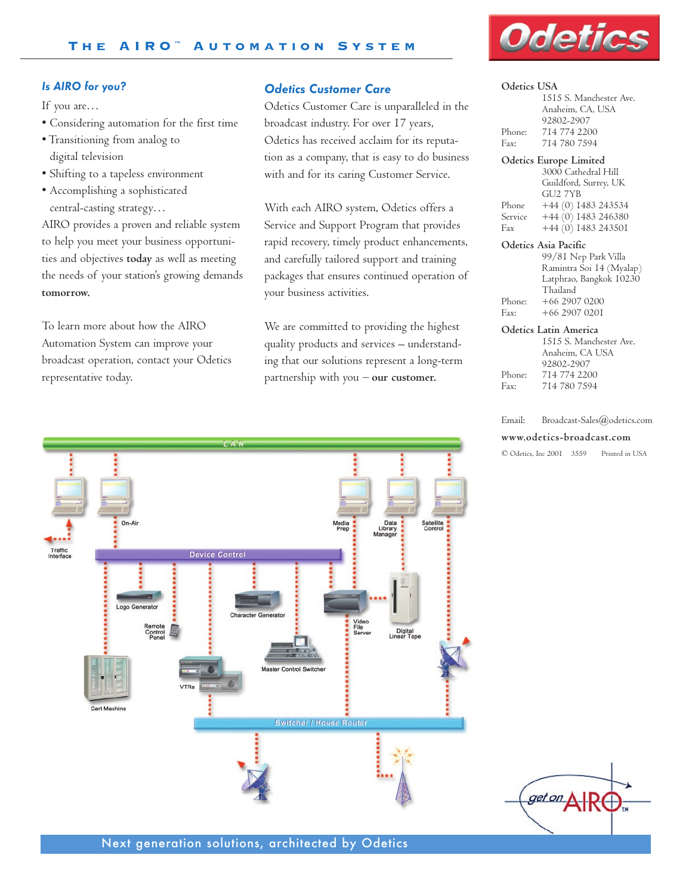# THE AIRO™ AUTOMATION SYSTEM

Odetics

## Is AIRO for you?

If you are…

- Considering automation for the first time
- Transitioning from analog to digital television
- Shifting to a tapeless environment
- Accomplishing a sophisticated central-casting strategy…

AIRO provides a proven and reliable system to help you meet your business opportunities and objectives **today** as well as meeting the needs of your station's growing demands **tomorrow.**

To learn more about how the AIRO Automation System can improve your broadcast operation, contact your Odetics representative today.

## Odetics Customer Care

Odetics Customer Care is unparalleled in the broadcast industry. For over 17 years, Odetics has received acclaim for its reputation as a company, that is easy to do business with and for its caring Customer Service.

With each AIRO system, Odetics offers a Service and Support Program that provides rapid recovery, timely product enhancements, and carefully tailored support and training packages that ensures continued operation of your business activities.

We are committed to providing the highest quality products and services – understanding that our solutions represent a long-term partnership with you – **our customer.**

LAN

On-Air

Media Prep

Data Library Manager

Satellite Control

Traffic Interface

Device Control

Logo Generator

Character Generator

Video File Server

Digital Linear Tape

Remote Control Panel

Master Control Switcher

VTRs

Cart Machine

Switcher / House Router

**Odetics USA**
1515 S. Manchester Ave.
Anaheim, CA, USA
92802-2907
Phone: 714 774 2200
Fax: 714 780 7594

**Odetics Europe Limited**
3000 Cathedral Hill
Guildford, Surrey, UK
GU2 7YB
Phone +44 (0) 1483 243534
Service +44 (0) 1483 246380
Fax +44 (0) 1483 243501

**Odetics Asia Pacific**
99/81 Nep Park Villa
Ramintra Soi 14 (Myalap)
Latphrao, Bangkok 10230
Thailand
Phone: +66 2907 0200
Fax: +66 2907 0201

**Odetics Latin America**
1515 S. Manchester Ave.
Anaheim, CA USA
92802-2907
Phone: 714 774 2200
Fax: 714 780 7594

Email: Broadcast-Sales@odetics.com

**www.odetics-broadcast.com**

© Odetics, Inc 2001 3559 Printed in USA

get on AIRO™

Next generation solutions, architected by Odetics